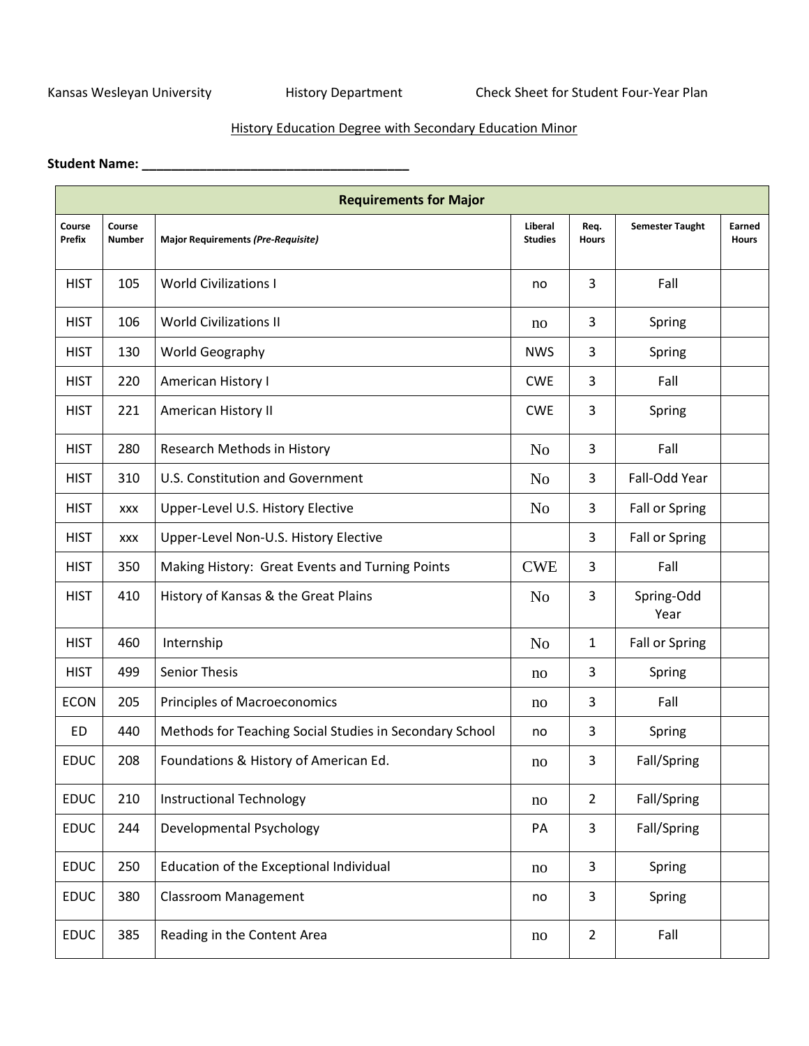Kansas Wesleyan University History Department Check Sheet for Student Four-Year Plan

History Education Degree with Secondary Education Minor

**Student Name: ______________________________________**

| Requirements for Major | | | | | | |
|---|---|---|---|---|---|---|
| Course Prefix | Course Number | Major Requirements *(Pre-Requisite)* | Liberal Studies | Req. Hours | Semester Taught | Earned Hours |
| HIST | 105 | World Civilizations I | no | 3 | Fall | |
| HIST | 106 | World Civilizations II | no | 3 | Spring | |
| HIST | 130 | World Geography | NWS | 3 | Spring | |
| HIST | 220 | American History I | CWE | 3 | Fall | |
| HIST | 221 | American History II | CWE | 3 | Spring | |
| HIST | 280 | Research Methods in History | No | 3 | Fall | |
| HIST | 310 | U.S. Constitution and Government | No | 3 | Fall-Odd Year | |
| HIST | xxx | Upper-Level U.S. History Elective | No | 3 | Fall or Spring | |
| HIST | xxx | Upper-Level Non-U.S. History Elective | | 3 | Fall or Spring | |
| HIST | 350 | Making History: Great Events and Turning Points | CWE | 3 | Fall | |
| HIST | 410 | History of Kansas & the Great Plains | No | 3 | Spring-Odd Year | |
| HIST | 460 | Internship | No | 1 | Fall or Spring | |
| HIST | 499 | Senior Thesis | no | 3 | Spring | |
| ECON | 205 | Principles of Macroeconomics | no | 3 | Fall | |
| ED | 440 | Methods for Teaching Social Studies in Secondary School | no | 3 | Spring | |
| EDUC | 208 | Foundations & History of American Ed. | no | 3 | Fall/Spring | |
| EDUC | 210 | Instructional Technology | no | 2 | Fall/Spring | |
| EDUC | 244 | Developmental Psychology | PA | 3 | Fall/Spring | |
| EDUC | 250 | Education of the Exceptional Individual | no | 3 | Spring | |
| EDUC | 380 | Classroom Management | no | 3 | Spring | |
| EDUC | 385 | Reading in the Content Area | no | 2 | Fall | |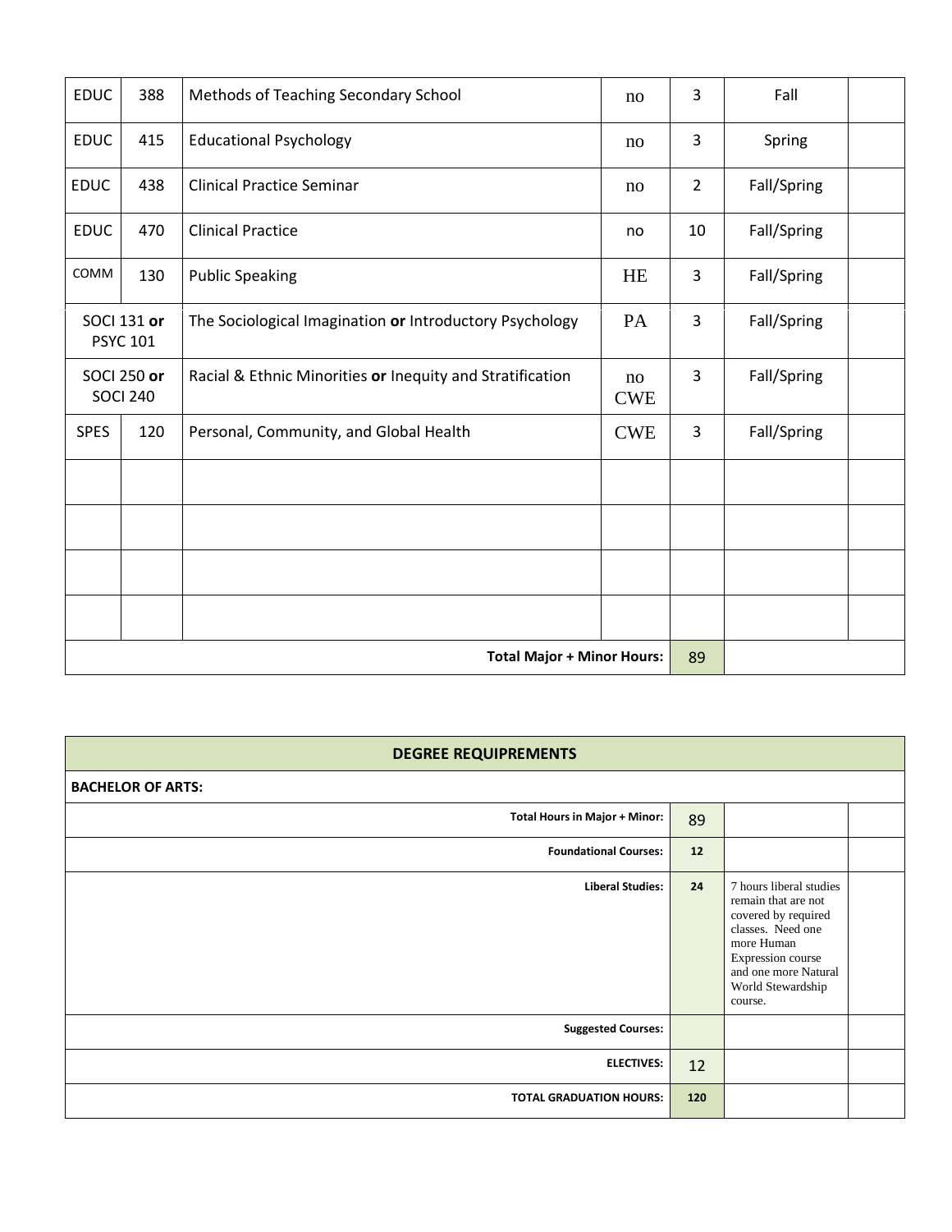| EDUC | 388 | Methods of Teaching Secondary School | no | 3 | Fall | |
|---|---|---|---|---|---|---|
| EDUC | 415 | Educational Psychology | no | 3 | Spring | |
| EDUC | 438 | Clinical Practice Seminar | no | 2 | Fall/Spring | |
| EDUC | 470 | Clinical Practice | no | 10 | Fall/Spring | |
| COMM | 130 | Public Speaking | HE | 3 | Fall/Spring | |
| SOCI 131 **or** PSYC 101 | | The Sociological Imagination **or** Introductory Psychology | PA | 3 | Fall/Spring | |
| SOCI 250 **or** SOCI 240 | | Racial & Ethnic Minorities **or** Inequity and Stratification | no CWE | 3 | Fall/Spring | |
| SPES | 120 | Personal, Community, and Global Health | CWE | 3 | Fall/Spring | |
| | | | | | | |
| | | | | | | |
| | | | | | | |
| | | | | | | |
| | | | **Total Major + Minor Hours:** | 89 | | |

| DEGREE REQUIREMENTS | | | |
|---|---|---|---|
| **BACHELOR OF ARTS:** | | | |
| **Total Hours in Major + Minor:** | 89 | | |
| **Foundational Courses:** | **12** | | |
| **Liberal Studies:** | **24** | 7 hours liberal studies remain that are not covered by required classes. Need one more Human Expression course and one more Natural World Stewardship course. | |
| **Suggested Courses:** | | | |
| **ELECTIVES:** | 12 | | |
| **TOTAL GRADUATION HOURS:** | **120** | | |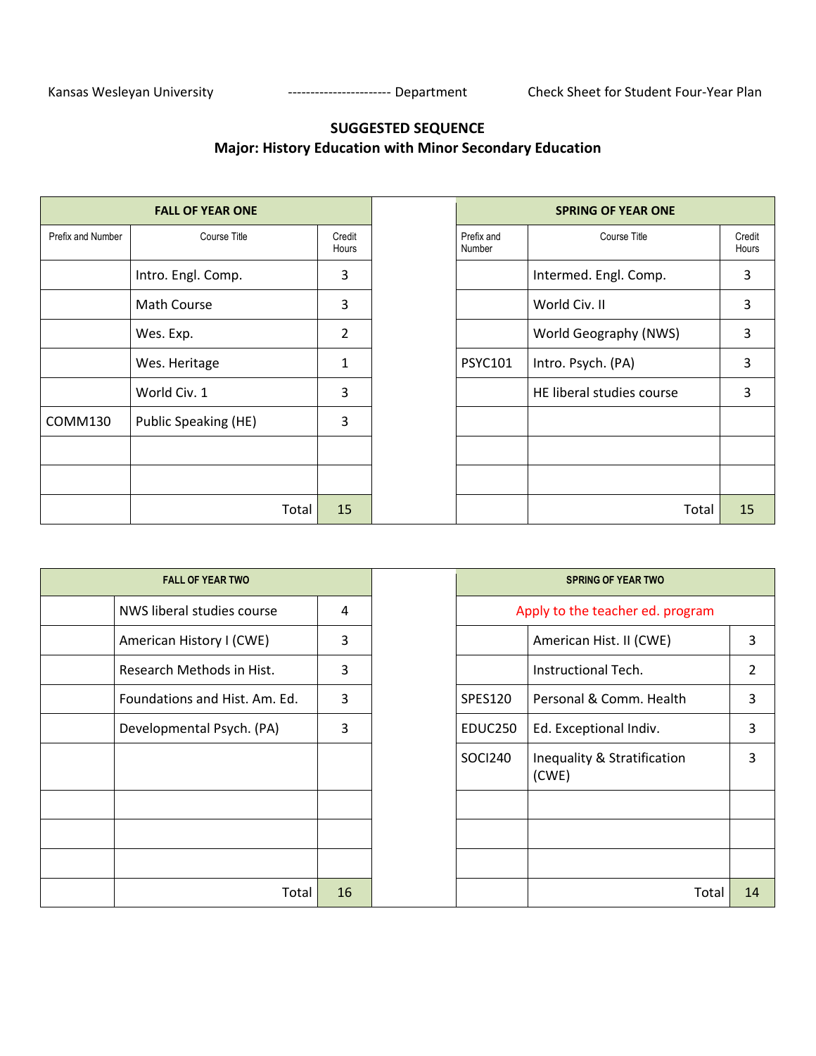Kansas Wesleyan University ---------------------- Department Check Sheet for Student Four-Year Plan

**SUGGESTED SEQUENCE**
**Major: History Education with Minor Secondary Education**

| FALL OF YEAR ONE | | |
|---|---|---|
| Prefix and Number | Course Title | Credit Hours |
| | Intro. Engl. Comp. | 3 |
| | Math Course | 3 |
| | Wes. Exp. | 2 |
| | Wes. Heritage | 1 |
| | World Civ. 1 | 3 |
| COMM130 | Public Speaking (HE) | 3 |
| | | |
| | | |
| | Total | 15 |

| SPRING OF YEAR ONE | | |
|---|---|---|
| Prefix and Number | Course Title | Credit Hours |
| | Intermed. Engl. Comp. | 3 |
| | World Civ. II | 3 |
| | World Geography (NWS) | 3 |
| PSYC101 | Intro. Psych. (PA) | 3 |
| | HE liberal studies course | 3 |
| | | |
| | | |
| | | |
| | Total | 15 |

| FALL OF YEAR TWO | | |
|---|---|---|
| | NWS liberal studies course | 4 |
| | American History I (CWE) | 3 |
| | Research Methods in Hist. | 3 |
| | Foundations and Hist. Am. Ed. | 3 |
| | Developmental Psych. (PA) | 3 |
| | | |
| | | |
| | | |
| | | |
| | Total | 16 |

| SPRING OF YEAR TWO | | |
|---|---|---|
| Apply to the teacher ed. program | | |
| | American Hist. II (CWE) | 3 |
| | Instructional Tech. | 2 |
| SPES120 | Personal & Comm. Health | 3 |
| EDUC250 | Ed. Exceptional Indiv. | 3 |
| SOCI240 | Inequality & Stratification (CWE) | 3 |
| | | |
| | | |
| | | |
| | Total | 14 |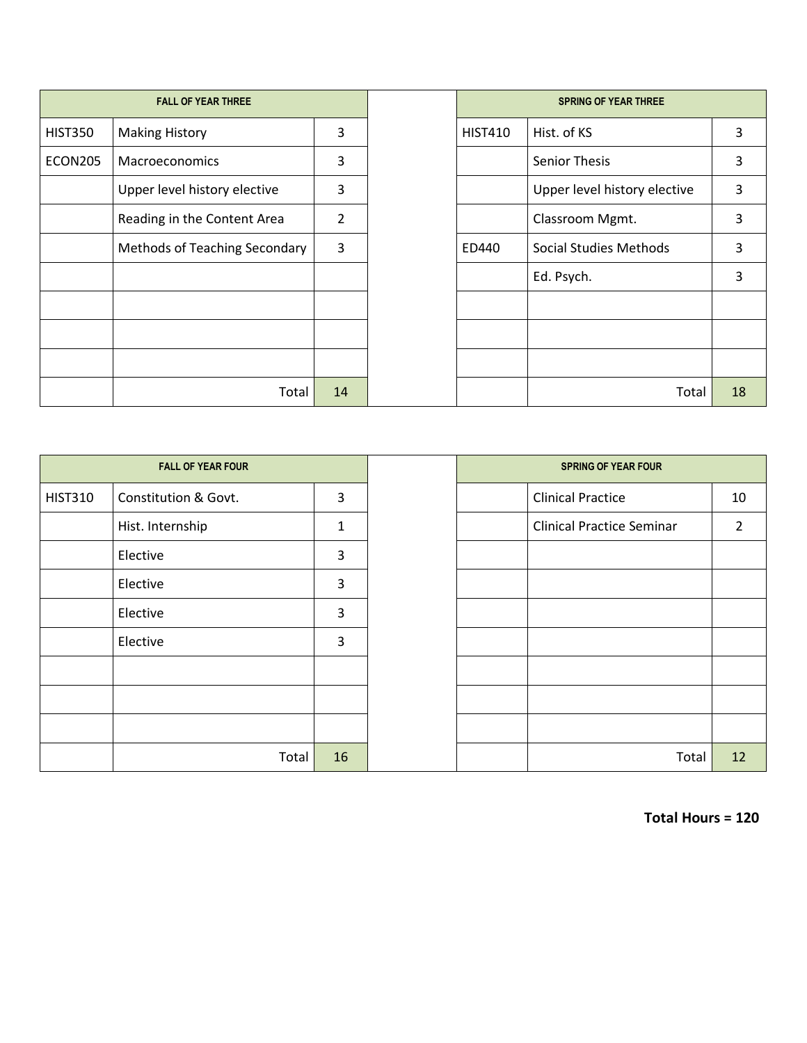| FALL OF YEAR THREE | | |
|---|---|---|
| HIST350 | Making History | 3 |
| ECON205 | Macroeconomics | 3 |
| | Upper level history elective | 3 |
| | Reading in the Content Area | 2 |
| | Methods of Teaching Secondary | 3 |
| | | |
| | | |
| | | |
| | | |
| | Total | 14 |

| SPRING OF YEAR THREE | | |
|---|---|---|
| HIST410 | Hist. of KS | 3 |
| | Senior Thesis | 3 |
| | Upper level history elective | 3 |
| | Classroom Mgmt. | 3 |
| ED440 | Social Studies Methods | 3 |
| | Ed. Psych. | 3 |
| | | |
| | | |
| | | |
| | Total | 18 |

| FALL OF YEAR FOUR | | |
|---|---|---|
| HIST310 | Constitution & Govt. | 3 |
| | Hist. Internship | 1 |
| | Elective | 3 |
| | Elective | 3 |
| | Elective | 3 |
| | Elective | 3 |
| | | |
| | | |
| | | |
| | Total | 16 |

| SPRING OF YEAR FOUR | | |
|---|---|---|
| | Clinical Practice | 10 |
| | Clinical Practice Seminar | 2 |
| | | |
| | | |
| | | |
| | | |
| | | |
| | | |
| | | |
| | Total | 12 |

**Total Hours = 120**